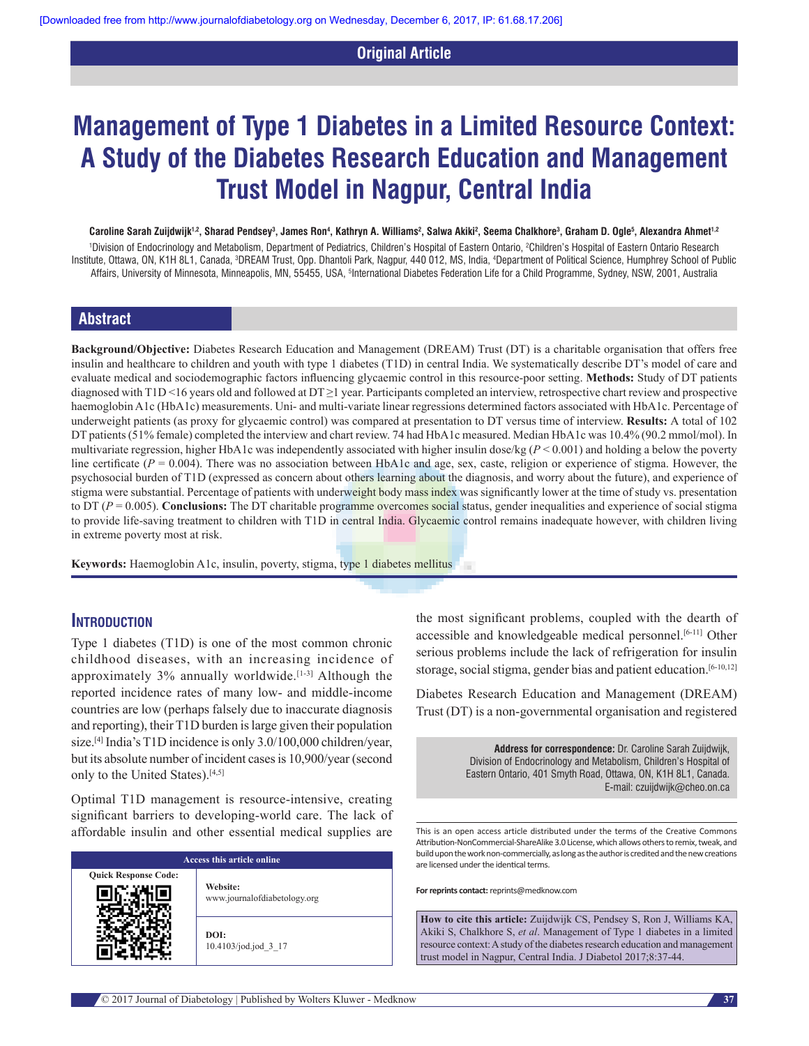Original Article

# Management of Type 1 Diabetes in a Limited Resource Context: A Study of the Diabetes Research Education and Management Trust Model in Nagpur, Central India

**Caroline Sarah Zuijdwijk[1,2], Sharad Pendsey[3], James Ron[4], Kathryn A. Williams[2], Salwa Akiki[2], Seema Chalkhore[3], Graham D. Ogle[5], Alexandra Ahmet[1,2]**

[1]Division of Endocrinology and Metabolism, Department of Pediatrics, Children's Hospital of Eastern Ontario, [2]Children's Hospital of Eastern Ontario Research Institute, Ottawa, ON, K1H 8L1, Canada, [3]DREAM Trust, Opp. Dhantoli Park, Nagpur, 440 012, MS, India, [4]Department of Political Science, Humphrey School of Public Affairs, University of Minnesota, Minneapolis, MN, 55455, USA, [5]International Diabetes Federation Life for a Child Programme, Sydney, NSW, 2001, Australia

## Abstract

**Background/Objective:** Diabetes Research Education and Management (DREAM) Trust (DT) is a charitable organisation that offers free insulin and healthcare to children and youth with type 1 diabetes (T1D) in central India. We systematically describe DT's model of care and evaluate medical and sociodemographic factors influencing glycaemic control in this resource-poor setting. **Methods:** Study of DT patients diagnosed with T1D <16 years old and followed at DT ≥1 year. Participants completed an interview, retrospective chart review and prospective haemoglobin A1c (HbA1c) measurements. Uni- and multi-variate linear regressions determined factors associated with HbA1c. Percentage of underweight patients (as proxy for glycaemic control) was compared at presentation to DT versus time of interview. **Results:** A total of 102 DT patients (51% female) completed the interview and chart review. 74 had HbA1c measured. Median HbA1c was 10.4% (90.2 mmol/mol). In multivariate regression, higher HbA1c was independently associated with higher insulin dose/kg ($P < 0.001$) and holding a below the poverty line certificate ($P = 0.004$). There was no association between HbA1c and age, sex, caste, religion or experience of stigma. However, the psychosocial burden of T1D (expressed as concern about others learning about the diagnosis, and worry about the future), and experience of stigma were substantial. Percentage of patients with underweight body mass index was significantly lower at the time of study vs. presentation to DT ($P = 0.005$). **Conclusions:** The DT charitable programme overcomes social status, gender inequalities and experience of social stigma to provide life-saving treatment to children with T1D in central India. Glycaemic control remains inadequate however, with children living in extreme poverty most at risk.

**Keywords:** Haemoglobin A1c, insulin, poverty, stigma, type 1 diabetes mellitus

## Introduction

Type 1 diabetes (T1D) is one of the most common chronic childhood diseases, with an increasing incidence of approximately 3% annually worldwide.[1-3] Although the reported incidence rates of many low- and middle-income countries are low (perhaps falsely due to inaccurate diagnosis and reporting), their T1D burden is large given their population size.[4] India's T1D incidence is only 3.0/100,000 children/year, but its absolute number of incident cases is 10,900/year (second only to the United States).[4,5]

Optimal T1D management is resource-intensive, creating significant barriers to developing-world care. The lack of affordable insulin and other essential medical supplies are the most significant problems, coupled with the dearth of accessible and knowledgeable medical personnel.[6-11] Other serious problems include the lack of refrigeration for insulin storage, social stigma, gender bias and patient education.[6-10,12]

Diabetes Research Education and Management (DREAM) Trust (DT) is a non-governmental organisation and registered

**Address for correspondence:** Dr. Caroline Sarah Zuijdwijk, Division of Endocrinology and Metabolism, Children's Hospital of Eastern Ontario, 401 Smyth Road, Ottawa, ON, K1H 8L1, Canada. E-mail: czuijdwijk@cheo.on.ca

| Access this article online | |
|---|---|
| Quick Response Code: | Website: www.journalofdiabetology.org |
| | DOI: 10.4103/jod.jod_3_17 |

This is an open access article distributed under the terms of the Creative Commons Attribution-NonCommercial-ShareAlike 3.0 License, which allows others to remix, tweak, and build upon the work non-commercially, as long as the author is credited and the new creations are licensed under the identical terms.

**For reprints contact:** reprints@medknow.com

**How to cite this article:** Zuijdwijk CS, Pendsey S, Ron J, Williams KA, Akiki S, Chalkhore S, *et al*. Management of Type 1 diabetes in a limited resource context: A study of the diabetes research education and management trust model in Nagpur, Central India. J Diabetol 2017;8:37-44.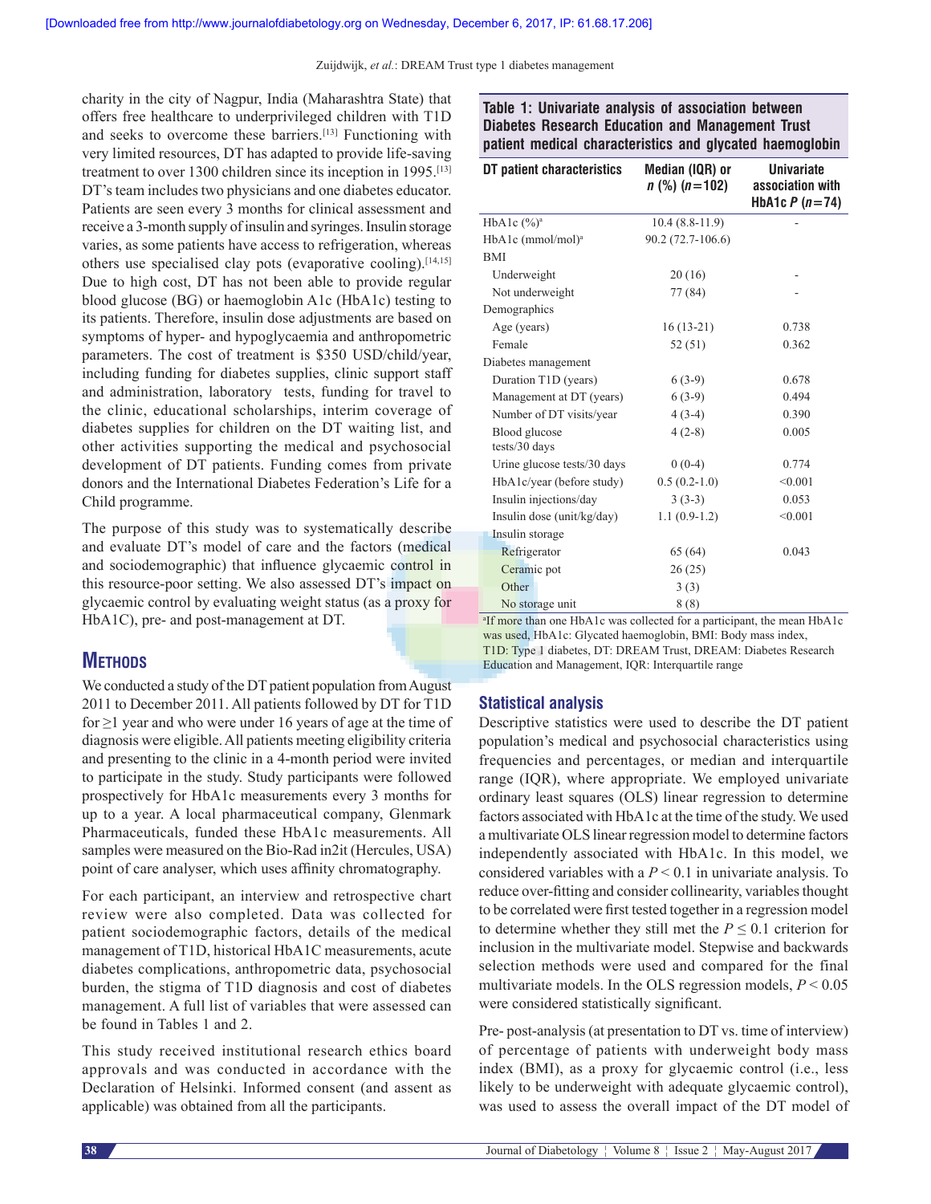charity in the city of Nagpur, India (Maharashtra State) that offers free healthcare to underprivileged children with T1D and seeks to overcome these barriers.[13] Functioning with very limited resources, DT has adapted to provide life-saving treatment to over 1300 children since its inception in 1995.[13] DT's team includes two physicians and one diabetes educator. Patients are seen every 3 months for clinical assessment and receive a 3-month supply of insulin and syringes. Insulin storage varies, as some patients have access to refrigeration, whereas others use specialised clay pots (evaporative cooling).[14,15] Due to high cost, DT has not been able to provide regular blood glucose (BG) or haemoglobin A1c (HbA1c) testing to its patients. Therefore, insulin dose adjustments are based on symptoms of hyper- and hypoglycaemia and anthropometric parameters. The cost of treatment is $350 USD/child/year, including funding for diabetes supplies, clinic support staff and administration, laboratory tests, funding for travel to the clinic, educational scholarships, interim coverage of diabetes supplies for children on the DT waiting list, and other activities supporting the medical and psychosocial development of DT patients. Funding comes from private donors and the International Diabetes Federation's Life for a Child programme.

The purpose of this study was to systematically describe and evaluate DT's model of care and the factors (medical and sociodemographic) that influence glycaemic control in this resource-poor setting. We also assessed DT's impact on glycaemic control by evaluating weight status (as a proxy for HbA1C), pre- and post-management at DT.

## Methods

We conducted a study of the DT patient population from August 2011 to December 2011. All patients followed by DT for T1D for ≥1 year and who were under 16 years of age at the time of diagnosis were eligible. All patients meeting eligibility criteria and presenting to the clinic in a 4-month period were invited to participate in the study. Study participants were followed prospectively for HbA1c measurements every 3 months for up to a year. A local pharmaceutical company, Glenmark Pharmaceuticals, funded these HbA1c measurements. All samples were measured on the Bio-Rad in2it (Hercules, USA) point of care analyser, which uses affinity chromatography.

For each participant, an interview and retrospective chart review were also completed. Data was collected for patient sociodemographic factors, details of the medical management of T1D, historical HbA1C measurements, acute diabetes complications, anthropometric data, psychosocial burden, the stigma of T1D diagnosis and cost of diabetes management. A full list of variables that were assessed can be found in Tables 1 and 2.

This study received institutional research ethics board approvals and was conducted in accordance with the Declaration of Helsinki. Informed consent (and assent as applicable) was obtained from all the participants.

**Table 1: Univariate analysis of association between Diabetes Research Education and Management Trust patient medical characteristics and glycated haemoglobin**

| DT patient characteristics | Median (IQR) or *n* (%) (*n*=102) | Univariate association with HbA1c *P* (*n*=74) |
|---|---|---|
| HbA1c (%)[a] | 10.4 (8.8-11.9) | - |
| HbA1c (mmol/mol)[a] | 90.2 (72.7-106.6) | |
| BMI | | |
| Underweight | 20 (16) | - |
| Not underweight | 77 (84) | - |
| Demographics | | |
| Age (years) | 16 (13-21) | 0.738 |
| Female | 52 (51) | 0.362 |
| Diabetes management | | |
| Duration T1D (years) | 6 (3-9) | 0.678 |
| Management at DT (years) | 6 (3-9) | 0.494 |
| Number of DT visits/year | 4 (3-4) | 0.390 |
| Blood glucose tests/30 days | 4 (2-8) | 0.005 |
| Urine glucose tests/30 days | 0 (0-4) | 0.774 |
| HbA1c/year (before study) | 0.5 (0.2-1.0) | <0.001 |
| Insulin injections/day | 3 (3-3) | 0.053 |
| Insulin dose (unit/kg/day) | 1.1 (0.9-1.2) | <0.001 |
| Insulin storage | | |
| Refrigerator | 65 (64) | 0.043 |
| Ceramic pot | 26 (25) | |
| Other | 3 (3) | |
| No storage unit | 8 (8) | |

[a]If more than one HbA1c was collected for a participant, the mean HbA1c was used, HbA1c: Glycated haemoglobin, BMI: Body mass index, T1D: Type 1 diabetes, DT: DREAM Trust, DREAM: Diabetes Research Education and Management, IQR: Interquartile range

### Statistical analysis

Descriptive statistics were used to describe the DT patient population's medical and psychosocial characteristics using frequencies and percentages, or median and interquartile range (IQR), where appropriate. We employed univariate ordinary least squares (OLS) linear regression to determine factors associated with HbA1c at the time of the study. We used a multivariate OLS linear regression model to determine factors independently associated with HbA1c. In this model, we considered variables with a $P < 0.1$ in univariate analysis. To reduce over-fitting and consider collinearity, variables thought to be correlated were first tested together in a regression model to determine whether they still met the $P \leq 0.1$ criterion for inclusion in the multivariate model. Stepwise and backwards selection methods were used and compared for the final multivariate models. In the OLS regression models, $P < 0.05$ were considered statistically significant.

Pre- post-analysis (at presentation to DT vs. time of interview) of percentage of patients with underweight body mass index (BMI), as a proxy for glycaemic control (i.e., less likely to be underweight with adequate glycaemic control), was used to assess the overall impact of the DT model of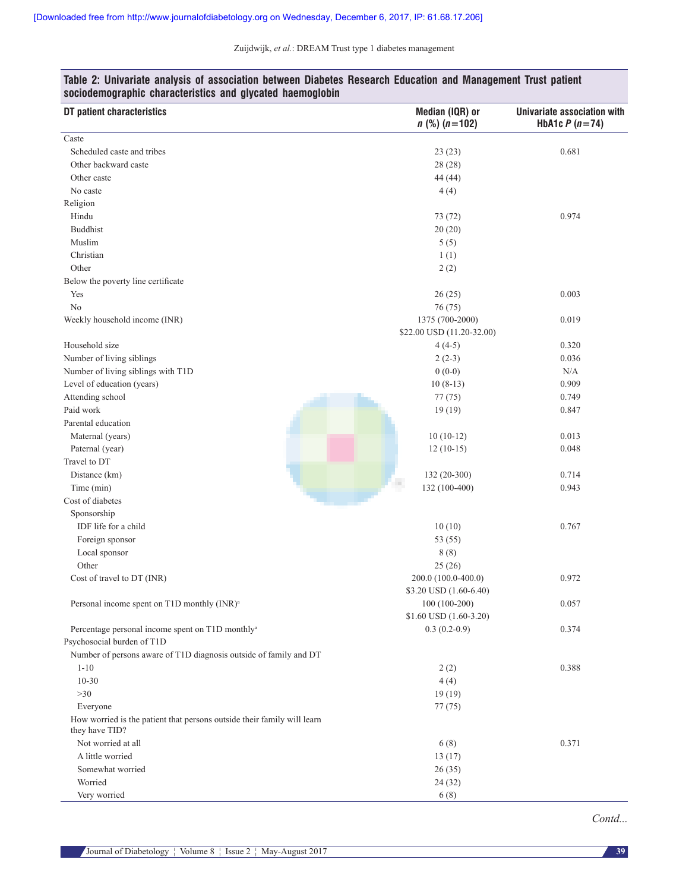**Table 2: Univariate analysis of association between Diabetes Research Education and Management Trust patient sociodemographic characteristics and glycated haemoglobin**

| DT patient characteristics | Median (IQR) or *n* (%) (*n*=102) | Univariate association with HbA1c *P* (*n*=74) |
|---|---|---|
| Caste | | |
| Scheduled caste and tribes | 23 (23) | 0.681 |
| Other backward caste | 28 (28) | |
| Other caste | 44 (44) | |
| No caste | 4 (4) | |
| Religion | | |
| Hindu | 73 (72) | 0.974 |
| Buddhist | 20 (20) | |
| Muslim | 5 (5) | |
| Christian | 1 (1) | |
| Other | 2 (2) | |
| Below the poverty line certificate | | |
| Yes | 26 (25) | 0.003 |
| No | 76 (75) | |
| Weekly household income (INR) | 1375 (700-2000) $22.00 USD (11.20-32.00) | 0.019 |
| Household size | 4 (4-5) | 0.320 |
| Number of living siblings | 2 (2-3) | 0.036 |
| Number of living siblings with T1D | 0 (0-0) | N/A |
| Level of education (years) | 10 (8-13) | 0.909 |
| Attending school | 77 (75) | 0.749 |
| Paid work | 19 (19) | 0.847 |
| Parental education | | |
| Maternal (years) | 10 (10-12) | 0.013 |
| Paternal (year) | 12 (10-15) | 0.048 |
| Travel to DT | | |
| Distance (km) | 132 (20-300) | 0.714 |
| Time (min) | 132 (100-400) | 0.943 |
| Cost of diabetes | | |
| Sponsorship | | |
| IDF life for a child | 10 (10) | 0.767 |
| Foreign sponsor | 53 (55) | |
| Local sponsor | 8 (8) | |
| Other | 25 (26) | |
| Cost of travel to DT (INR) | 200.0 (100.0-400.0) $3.20 USD (1.60-6.40) | 0.972 |
| Personal income spent on T1D monthly (INR)[a] | 100 (100-200) $1.60 USD (1.60-3.20) | 0.057 |
| Percentage personal income spent on T1D monthly[a] | 0.3 (0.2-0.9) | 0.374 |
| Psychosocial burden of T1D | | |
| Number of persons aware of T1D diagnosis outside of family and DT | | |
| 1-10 | 2 (2) | 0.388 |
| 10-30 | 4 (4) | |
| >30 | 19 (19) | |
| Everyone | 77 (75) | |
| How worried is the patient that persons outside their family will learn they have TID? | | |
| Not worried at all | 6 (8) | 0.371 |
| A little worried | 13 (17) | |
| Somewhat worried | 26 (35) | |
| Worried | 24 (32) | |
| Very worried | 6 (8) | |

*Contd...*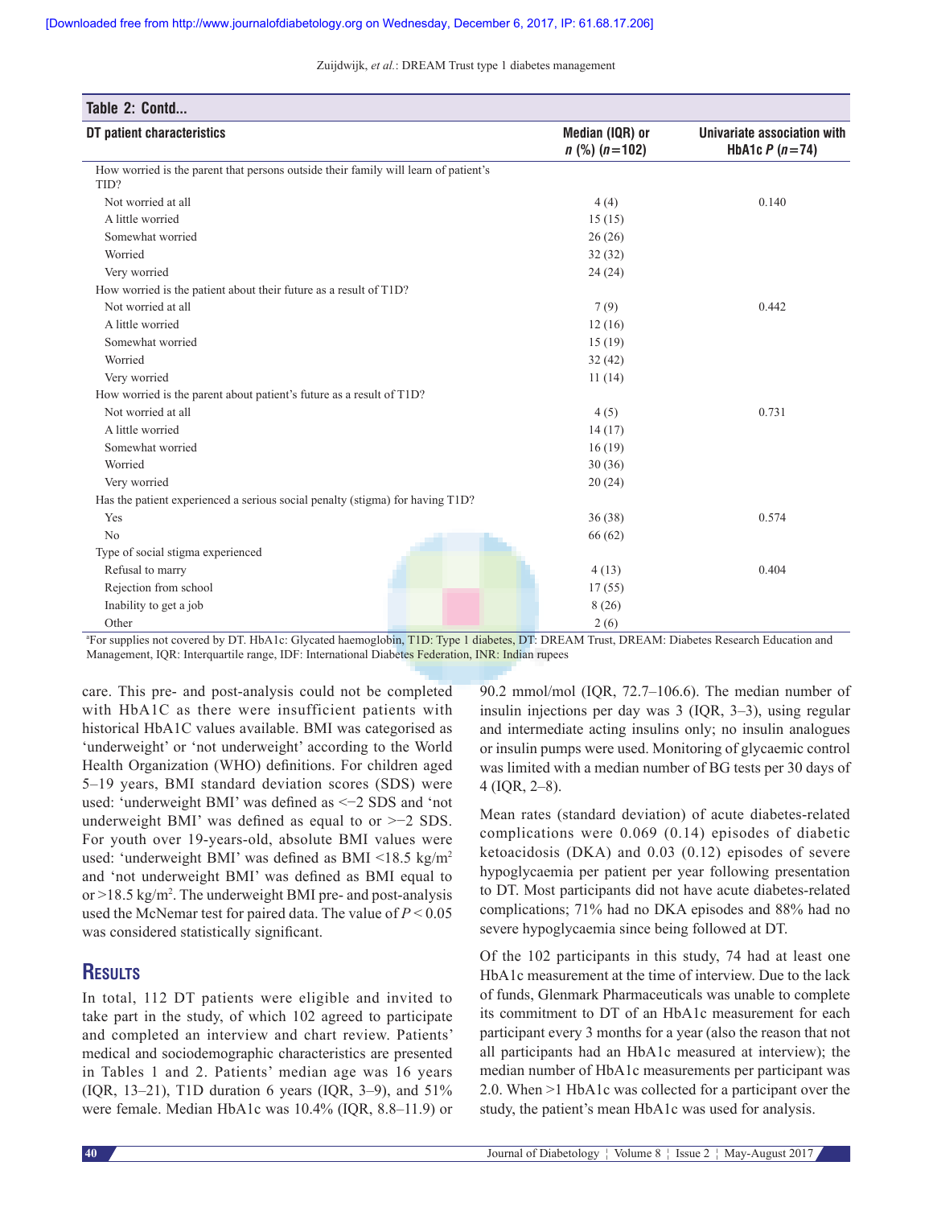**Table 2: Contd...**

| DT patient characteristics | Median (IQR) or *n* (%) (*n*=102) | Univariate association with HbA1c *P* (*n*=74) |
|---|---|---|
| How worried is the parent that persons outside their family will learn of patient's T1D? | | |
| Not worried at all | 4 (4) | 0.140 |
| A little worried | 15 (15) | |
| Somewhat worried | 26 (26) | |
| Worried | 32 (32) | |
| Very worried | 24 (24) | |
| How worried is the patient about their future as a result of T1D? | | |
| Not worried at all | 7 (9) | 0.442 |
| A little worried | 12 (16) | |
| Somewhat worried | 15 (19) | |
| Worried | 32 (42) | |
| Very worried | 11 (14) | |
| How worried is the parent about patient's future as a result of T1D? | | |
| Not worried at all | 4 (5) | 0.731 |
| A little worried | 14 (17) | |
| Somewhat worried | 16 (19) | |
| Worried | 30 (36) | |
| Very worried | 20 (24) | |
| Has the patient experienced a serious social penalty (stigma) for having T1D? | | |
| Yes | 36 (38) | 0.574 |
| No | 66 (62) | |
| Type of social stigma experienced | | |
| Refusal to marry | 4 (13) | 0.404 |
| Rejection from school | 17 (55) | |
| Inability to get a job | 8 (26) | |
| Other | 2 (6) | |

[a]For supplies not covered by DT. HbA1c: Glycated haemoglobin, T1D: Type 1 diabetes, DT: DREAM Trust, DREAM: Diabetes Research Education and Management, IQR: Interquartile range, IDF: International Diabetes Federation, INR: Indian rupees

care. This pre- and post-analysis could not be completed with HbA1C as there were insufficient patients with historical HbA1C values available. BMI was categorised as 'underweight' or 'not underweight' according to the World Health Organization (WHO) definitions. For children aged 5–19 years, BMI standard deviation scores (SDS) were used: 'underweight BMI' was defined as <−2 SDS and 'not underweight BMI' was defined as equal to or >−2 SDS. For youth over 19-years-old, absolute BMI values were used: 'underweight BMI' was defined as BMI <18.5 kg/m$^2$ and 'not underweight BMI' was defined as BMI equal to or >18.5 kg/m$^2$. The underweight BMI pre- and post-analysis used the McNemar test for paired data. The value of $P < 0.05$ was considered statistically significant.

## Results

In total, 112 DT patients were eligible and invited to take part in the study, of which 102 agreed to participate and completed an interview and chart review. Patients' medical and sociodemographic characteristics are presented in Tables 1 and 2. Patients' median age was 16 years (IQR, 13–21), T1D duration 6 years (IQR, 3–9), and 51% were female. Median HbA1c was 10.4% (IQR, 8.8–11.9) or 90.2 mmol/mol (IQR, 72.7–106.6). The median number of insulin injections per day was 3 (IQR, 3–3), using regular and intermediate acting insulins only; no insulin analogues or insulin pumps were used. Monitoring of glycaemic control was limited with a median number of BG tests per 30 days of 4 (IQR, 2–8).

Mean rates (standard deviation) of acute diabetes-related complications were 0.069 (0.14) episodes of diabetic ketoacidosis (DKA) and 0.03 (0.12) episodes of severe hypoglycaemia per patient per year following presentation to DT. Most participants did not have acute diabetes-related complications; 71% had no DKA episodes and 88% had no severe hypoglycaemia since being followed at DT.

Of the 102 participants in this study, 74 had at least one HbA1c measurement at the time of interview. Due to the lack of funds, Glenmark Pharmaceuticals was unable to complete its commitment to DT of an HbA1c measurement for each participant every 3 months for a year (also the reason that not all participants had an HbA1c measured at interview); the median number of HbA1c measurements per participant was 2.0. When >1 HbA1c was collected for a participant over the study, the patient's mean HbA1c was used for analysis.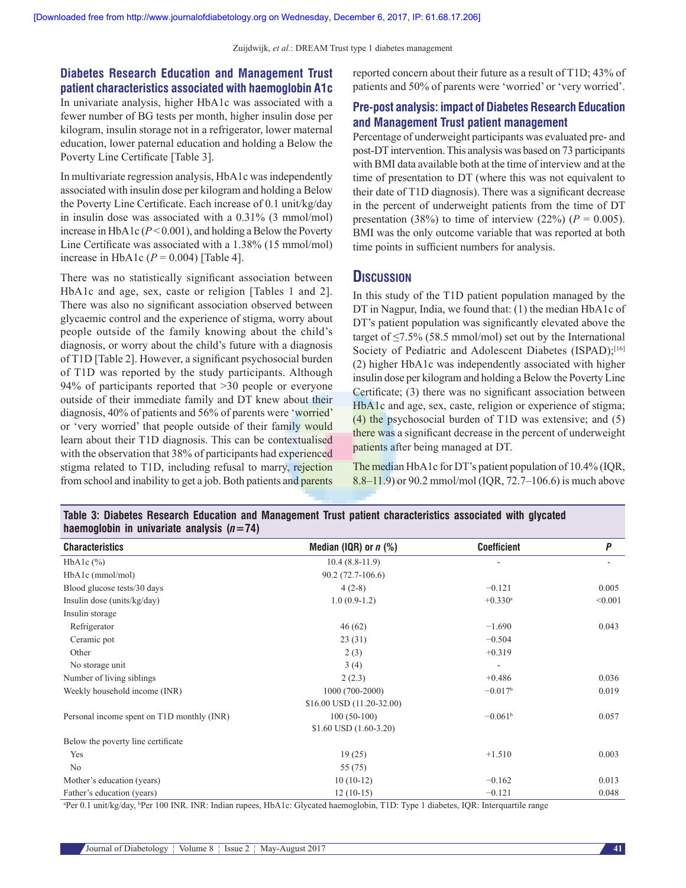### Diabetes Research Education and Management Trust patient characteristics associated with haemoglobin A1c

In univariate analysis, higher HbA1c was associated with a fewer number of BG tests per month, higher insulin dose per kilogram, insulin storage not in a refrigerator, lower maternal education, lower paternal education and holding a Below the Poverty Line Certificate [Table 3].

In multivariate regression analysis, HbA1c was independently associated with insulin dose per kilogram and holding a Below the Poverty Line Certificate. Each increase of 0.1 unit/kg/day in insulin dose was associated with a 0.31% (3 mmol/mol) increase in HbA1c ($P < 0.001$), and holding a Below the Poverty Line Certificate was associated with a 1.38% (15 mmol/mol) increase in HbA1c ($P = 0.004$) [Table 4].

There was no statistically significant association between HbA1c and age, sex, caste or religion [Tables 1 and 2]. There was also no significant association observed between glycaemic control and the experience of stigma, worry about people outside of the family knowing about the child's diagnosis, or worry about the child's future with a diagnosis of T1D [Table 2]. However, a significant psychosocial burden of T1D was reported by the study participants. Although 94% of participants reported that >30 people or everyone outside of their immediate family and DT knew about their diagnosis, 40% of patients and 56% of parents were 'worried' or 'very worried' that people outside of their family would learn about their T1D diagnosis. This can be contextualised with the observation that 38% of participants had experienced stigma related to T1D, including refusal to marry, rejection from school and inability to get a job. Both patients and parents reported concern about their future as a result of T1D; 43% of patients and 50% of parents were 'worried' or 'very worried'.

### Pre-post analysis: impact of Diabetes Research Education and Management Trust patient management

Percentage of underweight participants was evaluated pre- and post-DT intervention. This analysis was based on 73 participants with BMI data available both at the time of interview and at the time of presentation to DT (where this was not equivalent to their date of T1D diagnosis). There was a significant decrease in the percent of underweight patients from the time of DT presentation (38%) to time of interview (22%) ($P = 0.005$). BMI was the only outcome variable that was reported at both time points in sufficient numbers for analysis.

## Discussion

In this study of the T1D patient population managed by the DT in Nagpur, India, we found that: (1) the median HbA1c of DT's patient population was significantly elevated above the target of ≤7.5% (58.5 mmol/mol) set out by the International Society of Pediatric and Adolescent Diabetes (ISPAD);[16] (2) higher HbA1c was independently associated with higher insulin dose per kilogram and holding a Below the Poverty Line Certificate; (3) there was no significant association between HbA1c and age, sex, caste, religion or experience of stigma; (4) the psychosocial burden of T1D was extensive; and (5) there was a significant decrease in the percent of underweight patients after being managed at DT.

The median HbA1c for DT's patient population of 10.4% (IQR, 8.8–11.9) or 90.2 mmol/mol (IQR, 72.7–106.6) is much above

**Table 3: Diabetes Research Education and Management Trust patient characteristics associated with glycated haemoglobin in univariate analysis ($n$=74)**

| Characteristics | Median (IQR) or $n$ (%) | Coefficient | $P$ |
|---|---|---|---|
| HbA1c (%) | 10.4 (8.8-11.9) | - | - |
| HbA1c (mmol/mol) | 90.2 (72.7-106.6) | | |
| Blood glucose tests/30 days | 4 (2-8) | −0.121 | 0.005 |
| Insulin dose (units/kg/day) | 1.0 (0.9-1.2) | +0.330[a] | <0.001 |
| Insulin storage | | | |
| Refrigerator | 46 (62) | −1.690 | 0.043 |
| Ceramic pot | 23 (31) | −0.504 | |
| Other | 2 (3) | +0.319 | |
| No storage unit | 3 (4) | - | |
| Number of living siblings | 2 (2.3) | +0.486 | 0.036 |
| Weekly household income (INR) | 1000 (700-2000) $16.00 USD (11.20-32.00) | −0.017[b] | 0.019 |
| Personal income spent on T1D monthly (INR) | 100 (50-100) $1.60 USD (1.60-3.20) | −0.061[b] | 0.057 |
| Below the poverty line certificate | | | |
| Yes | 19 (25) | +1.510 | 0.003 |
| No | 55 (75) | | |
| Mother's education (years) | 10 (10-12) | −0.162 | 0.013 |
| Father's education (years) | 12 (10-15) | −0.121 | 0.048 |

[a]Per 0.1 unit/kg/day, [b]Per 100 INR. INR: Indian rupees, HbA1c: Glycated haemoglobin, T1D: Type 1 diabetes, IQR: Interquartile range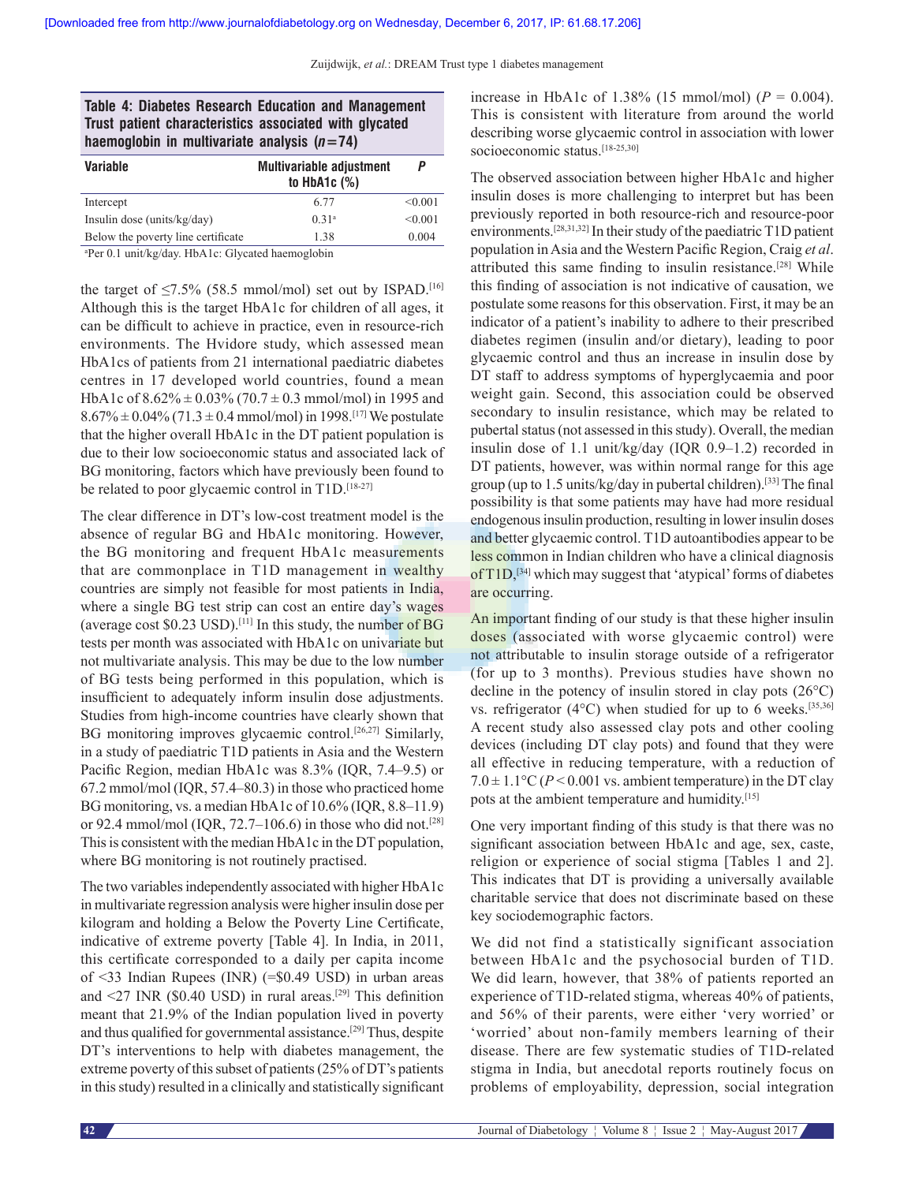**Table 4: Diabetes Research Education and Management Trust patient characteristics associated with glycated haemoglobin in multivariate analysis ($n$=74)**

| Variable | Multivariable adjustment to HbA1c (%) | P |
|---|---|---|
| Intercept | 6.77 | <0.001 |
| Insulin dose (units/kg/day) | 0.31[a] | <0.001 |
| Below the poverty line certificate | 1.38 | 0.004 |

[a]Per 0.1 unit/kg/day. HbA1c: Glycated haemoglobin

the target of ≤7.5% (58.5 mmol/mol) set out by ISPAD.[16] Although this is the target HbA1c for children of all ages, it can be difficult to achieve in practice, even in resource-rich environments. The Hvidore study, which assessed mean HbA1cs of patients from 21 international paediatric diabetes centres in 17 developed world countries, found a mean HbA1c of 8.62% ± 0.03% (70.7 ± 0.3 mmol/mol) in 1995 and 8.67% ± 0.04% (71.3 ± 0.4 mmol/mol) in 1998.[17] We postulate that the higher overall HbA1c in the DT patient population is due to their low socioeconomic status and associated lack of BG monitoring, factors which have previously been found to be related to poor glycaemic control in T1D.[18-27]

The clear difference in DT's low-cost treatment model is the absence of regular BG and HbA1c monitoring. However, the BG monitoring and frequent HbA1c measurements that are commonplace in T1D management in wealthy countries are simply not feasible for most patients in India, where a single BG test strip can cost an entire day's wages (average cost $0.23 USD).[11] In this study, the number of BG tests per month was associated with HbA1c on univariate but not multivariate analysis. This may be due to the low number of BG tests being performed in this population, which is insufficient to adequately inform insulin dose adjustments. Studies from high-income countries have clearly shown that BG monitoring improves glycaemic control.[26,27] Similarly, in a study of paediatric T1D patients in Asia and the Western Pacific Region, median HbA1c was 8.3% (IQR, 7.4–9.5) or 67.2 mmol/mol (IQR, 57.4–80.3) in those who practiced home BG monitoring, vs. a median HbA1c of 10.6% (IQR, 8.8–11.9) or 92.4 mmol/mol (IQR, 72.7–106.6) in those who did not.[28] This is consistent with the median HbA1c in the DT population, where BG monitoring is not routinely practised.

The two variables independently associated with higher HbA1c in multivariate regression analysis were higher insulin dose per kilogram and holding a Below the Poverty Line Certificate, indicative of extreme poverty [Table 4]. In India, in 2011, this certificate corresponded to a daily per capita income of <33 Indian Rupees (INR) (=$0.49 USD) in urban areas and <27 INR ($0.40 USD) in rural areas.[29] This definition meant that 21.9% of the Indian population lived in poverty and thus qualified for governmental assistance.[29] Thus, despite DT's interventions to help with diabetes management, the extreme poverty of this subset of patients (25% of DT's patients in this study) resulted in a clinically and statistically significant increase in HbA1c of 1.38% (15 mmol/mol) ($P$ = 0.004). This is consistent with literature from around the world describing worse glycaemic control in association with lower socioeconomic status.[18-25,30]

The observed association between higher HbA1c and higher insulin doses is more challenging to interpret but has been previously reported in both resource-rich and resource-poor environments.[28,31,32] In their study of the paediatric T1D patient population in Asia and the Western Pacific Region, Craig *et al*. attributed this same finding to insulin resistance.[28] While this finding of association is not indicative of causation, we postulate some reasons for this observation. First, it may be an indicator of a patient's inability to adhere to their prescribed diabetes regimen (insulin and/or dietary), leading to poor glycaemic control and thus an increase in insulin dose by DT staff to address symptoms of hyperglycaemia and poor weight gain. Second, this association could be observed secondary to insulin resistance, which may be related to pubertal status (not assessed in this study). Overall, the median insulin dose of 1.1 unit/kg/day (IQR 0.9–1.2) recorded in DT patients, however, was within normal range for this age group (up to 1.5 units/kg/day in pubertal children).[33] The final possibility is that some patients may have had more residual endogenous insulin production, resulting in lower insulin doses and better glycaemic control. T1D autoantibodies appear to be less common in Indian children who have a clinical diagnosis of T1D,[34] which may suggest that 'atypical' forms of diabetes are occurring.

An important finding of our study is that these higher insulin doses (associated with worse glycaemic control) were not attributable to insulin storage outside of a refrigerator (for up to 3 months). Previous studies have shown no decline in the potency of insulin stored in clay pots (26°C) vs. refrigerator (4°C) when studied for up to 6 weeks.[35,36] A recent study also assessed clay pots and other cooling devices (including DT clay pots) and found that they were all effective in reducing temperature, with a reduction of 7.0 ± 1.1°C ($P$ < 0.001 vs. ambient temperature) in the DT clay pots at the ambient temperature and humidity.[15]

One very important finding of this study is that there was no significant association between HbA1c and age, sex, caste, religion or experience of social stigma [Tables 1 and 2]. This indicates that DT is providing a universally available charitable service that does not discriminate based on these key sociodemographic factors.

We did not find a statistically significant association between HbA1c and the psychosocial burden of T1D. We did learn, however, that 38% of patients reported an experience of T1D-related stigma, whereas 40% of patients, and 56% of their parents, were either 'very worried' or 'worried' about non-family members learning of their disease. There are few systematic studies of T1D-related stigma in India, but anecdotal reports routinely focus on problems of employability, depression, social integration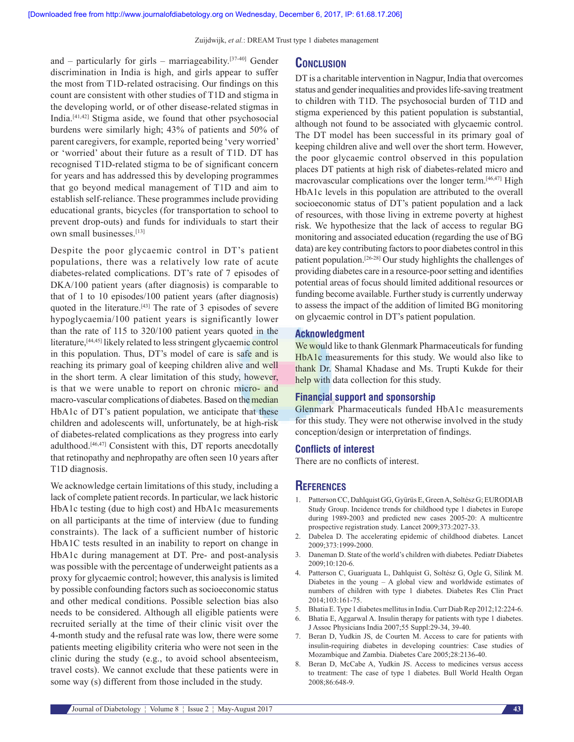and – particularly for girls – marriageability.[37-40] Gender discrimination in India is high, and girls appear to suffer the most from T1D-related ostracising. Our findings on this count are consistent with other studies of T1D and stigma in the developing world, or of other disease-related stigmas in India.[41,42] Stigma aside, we found that other psychosocial burdens were similarly high; 43% of patients and 50% of parent caregivers, for example, reported being 'very worried' or 'worried' about their future as a result of T1D. DT has recognised T1D-related stigma to be of significant concern for years and has addressed this by developing programmes that go beyond medical management of T1D and aim to establish self-reliance. These programmes include providing educational grants, bicycles (for transportation to school to prevent drop-outs) and funds for individuals to start their own small businesses.[13]

Despite the poor glycaemic control in DT's patient populations, there was a relatively low rate of acute diabetes-related complications. DT's rate of 7 episodes of DKA/100 patient years (after diagnosis) is comparable to that of 1 to 10 episodes/100 patient years (after diagnosis) quoted in the literature.[43] The rate of 3 episodes of severe hypoglycaemia/100 patient years is significantly lower than the rate of 115 to 320/100 patient years quoted in the literature,[44,45] likely related to less stringent glycaemic control in this population. Thus, DT's model of care is safe and is reaching its primary goal of keeping children alive and well in the short term. A clear limitation of this study, however, is that we were unable to report on chronic micro- and macro-vascular complications of diabetes. Based on the median HbA1c of DT's patient population, we anticipate that these children and adolescents will, unfortunately, be at high-risk of diabetes-related complications as they progress into early adulthood.[46,47] Consistent with this, DT reports anecdotally that retinopathy and nephropathy are often seen 10 years after T1D diagnosis.

We acknowledge certain limitations of this study, including a lack of complete patient records. In particular, we lack historic HbA1c testing (due to high cost) and HbA1c measurements on all participants at the time of interview (due to funding constraints). The lack of a sufficient number of historic HbA1C tests resulted in an inability to report on change in HbA1c during management at DT. Pre- and post-analysis was possible with the percentage of underweight patients as a proxy for glycaemic control; however, this analysis is limited by possible confounding factors such as socioeconomic status and other medical conditions. Possible selection bias also needs to be considered. Although all eligible patients were recruited serially at the time of their clinic visit over the 4-month study and the refusal rate was low, there were some patients meeting eligibility criteria who were not seen in the clinic during the study (e.g., to avoid school absenteeism, travel costs). We cannot exclude that these patients were in some way (s) different from those included in the study.

## Conclusion

DT is a charitable intervention in Nagpur, India that overcomes status and gender inequalities and provides life-saving treatment to children with T1D. The psychosocial burden of T1D and stigma experienced by this patient population is substantial, although not found to be associated with glycaemic control. The DT model has been successful in its primary goal of keeping children alive and well over the short term. However, the poor glycaemic control observed in this population places DT patients at high risk of diabetes-related micro and macrovascular complications over the longer term.[46,47] High HbA1c levels in this population are attributed to the overall socioeconomic status of DT's patient population and a lack of resources, with those living in extreme poverty at highest risk. We hypothesize that the lack of access to regular BG monitoring and associated education (regarding the use of BG data) are key contributing factors to poor diabetes control in this patient population.[26-28] Our study highlights the challenges of providing diabetes care in a resource-poor setting and identifies potential areas of focus should limited additional resources or funding become available. Further study is currently underway to assess the impact of the addition of limited BG monitoring on glycaemic control in DT's patient population.

### Acknowledgment

We would like to thank Glenmark Pharmaceuticals for funding HbA1c measurements for this study. We would also like to thank Dr. Shamal Khadase and Ms. Trupti Kukde for their help with data collection for this study.

### Financial support and sponsorship

Glenmark Pharmaceuticals funded HbA1c measurements for this study. They were not otherwise involved in the study conception/design or interpretation of findings.

### Conflicts of interest

There are no conflicts of interest.

## References

1. Patterson CC, Dahlquist GG, Gyürüs E, Green A, Soltész G; EURODIAB Study Group. Incidence trends for childhood type 1 diabetes in Europe during 1989-2003 and predicted new cases 2005-20: A multicentre prospective registration study. Lancet 2009;373:2027-33.
2. Dabelea D. The accelerating epidemic of childhood diabetes. Lancet 2009;373:1999-2000.
3. Daneman D. State of the world's children with diabetes. Pediatr Diabetes 2009;10:120-6.
4. Patterson C, Guariguata L, Dahlquist G, Soltész G, Ogle G, Silink M. Diabetes in the young – A global view and worldwide estimates of numbers of children with type 1 diabetes. Diabetes Res Clin Pract 2014;103:161-75.
5. Bhatia E. Type 1 diabetes mellitus in India. Curr Diab Rep 2012;12:224-6.
6. Bhatia E, Aggarwal A. Insulin therapy for patients with type 1 diabetes. J Assoc Physicians India 2007;55 Suppl:29-34, 39-40.
7. Beran D, Yudkin JS, de Courten M. Access to care for patients with insulin-requiring diabetes in developing countries: Case studies of Mozambique and Zambia. Diabetes Care 2005;28:2136-40.
8. Beran D, McCabe A, Yudkin JS. Access to medicines versus access to treatment: The case of type 1 diabetes. Bull World Health Organ 2008;86:648-9.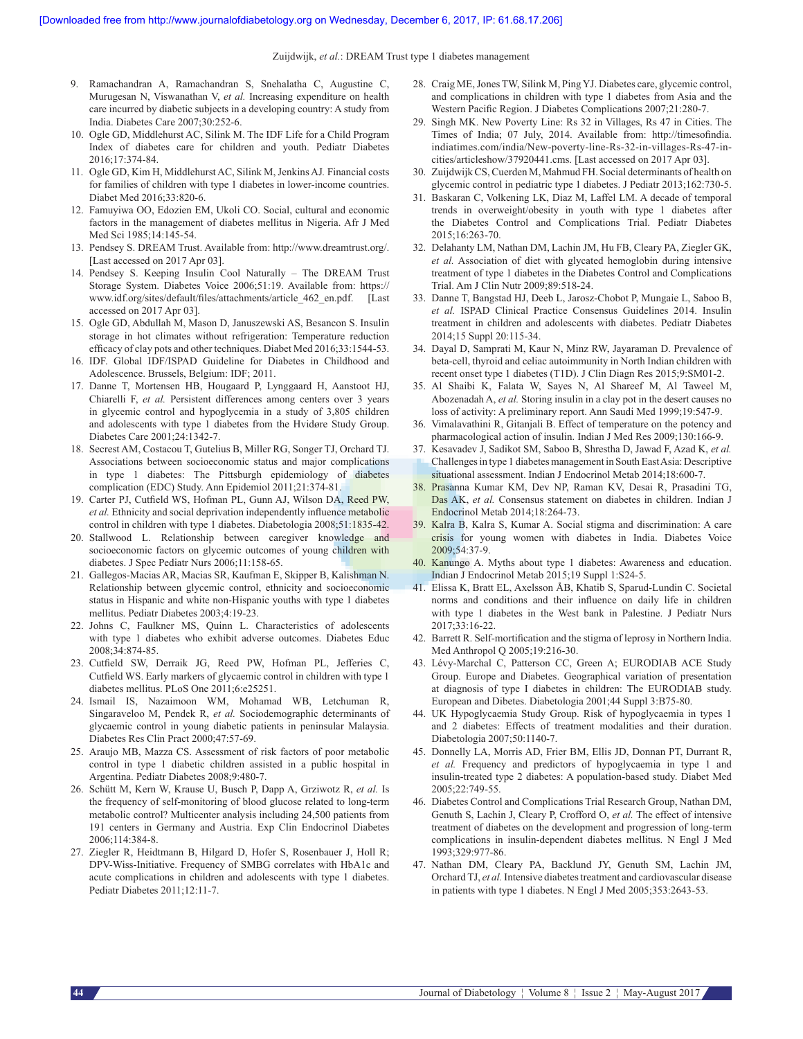9. Ramachandran A, Ramachandran S, Snehalatha C, Augustine C, Murugesan N, Viswanathan V, *et al.* Increasing expenditure on health care incurred by diabetic subjects in a developing country: A study from India. Diabetes Care 2007;30:252-6.
10. Ogle GD, Middlehurst AC, Silink M. The IDF Life for a Child Program Index of diabetes care for children and youth. Pediatr Diabetes 2016;17:374-84.
11. Ogle GD, Kim H, Middlehurst AC, Silink M, Jenkins AJ. Financial costs for families of children with type 1 diabetes in lower-income countries. Diabet Med 2016;33:820-6.
12. Famuyiwa OO, Edozien EM, Ukoli CO. Social, cultural and economic factors in the management of diabetes mellitus in Nigeria. Afr J Med Med Sci 1985;14:145-54.
13. Pendsey S. DREAM Trust. Available from: http://www.dreamtrust.org/. [Last accessed on 2017 Apr 03].
14. Pendsey S. Keeping Insulin Cool Naturally – The DREAM Trust Storage System. Diabetes Voice 2006;51:19. Available from: https://www.idf.org/sites/default/files/attachments/article_462_en.pdf. [Last accessed on 2017 Apr 03].
15. Ogle GD, Abdullah M, Mason D, Januszewski AS, Besancon S. Insulin storage in hot climates without refrigeration: Temperature reduction efficacy of clay pots and other techniques. Diabet Med 2016;33:1544-53.
16. IDF. Global IDF/ISPAD Guideline for Diabetes in Childhood and Adolescence. Brussels, Belgium: IDF; 2011.
17. Danne T, Mortensen HB, Hougaard P, Lynggaard H, Aanstoot HJ, Chiarelli F, *et al.* Persistent differences among centers over 3 years in glycemic control and hypoglycemia in a study of 3,805 children and adolescents with type 1 diabetes from the Hvidøre Study Group. Diabetes Care 2001;24:1342-7.
18. Secrest AM, Costacou T, Gutelius B, Miller RG, Songer TJ, Orchard TJ. Associations between socioeconomic status and major complications in type 1 diabetes: The Pittsburgh epidemiology of diabetes complication (EDC) Study. Ann Epidemiol 2011;21:374-81.
19. Carter PJ, Cutfield WS, Hofman PL, Gunn AJ, Wilson DA, Reed PW, *et al.* Ethnicity and social deprivation independently influence metabolic control in children with type 1 diabetes. Diabetologia 2008;51:1835-42.
20. Stallwood L. Relationship between caregiver knowledge and socioeconomic factors on glycemic outcomes of young children with diabetes. J Spec Pediatr Nurs 2006;11:158-65.
21. Gallegos-Macias AR, Macias SR, Kaufman E, Skipper B, Kalishman N. Relationship between glycemic control, ethnicity and socioeconomic status in Hispanic and white non-Hispanic youths with type 1 diabetes mellitus. Pediatr Diabetes 2003;4:19-23.
22. Johns C, Faulkner MS, Quinn L. Characteristics of adolescents with type 1 diabetes who exhibit adverse outcomes. Diabetes Educ 2008;34:874-85.
23. Cutfield SW, Derraik JG, Reed PW, Hofman PL, Jefferies C, Cutfield WS. Early markers of glycaemic control in children with type 1 diabetes mellitus. PLoS One 2011;6:e25251.
24. Ismail IS, Nazaimoon WM, Mohamad WB, Letchuman R, Singaraveloo M, Pendek R, *et al.* Sociodemographic determinants of glycaemic control in young diabetic patients in peninsular Malaysia. Diabetes Res Clin Pract 2000;47:57-69.
25. Araujo MB, Mazza CS. Assessment of risk factors of poor metabolic control in type 1 diabetic children assisted in a public hospital in Argentina. Pediatr Diabetes 2008;9:480-7.
26. Schütt M, Kern W, Krause U, Busch P, Dapp A, Grziwotz R, *et al.* Is the frequency of self-monitoring of blood glucose related to long-term metabolic control? Multicenter analysis including 24,500 patients from 191 centers in Germany and Austria. Exp Clin Endocrinol Diabetes 2006;114:384-8.
27. Ziegler R, Heidtmann B, Hilgard D, Hofer S, Rosenbauer J, Holl R; DPV-Wiss-Initiative. Frequency of SMBG correlates with HbA1c and acute complications in children and adolescents with type 1 diabetes. Pediatr Diabetes 2011;12:11-7.
28. Craig ME, Jones TW, Silink M, Ping YJ. Diabetes care, glycemic control, and complications in children with type 1 diabetes from Asia and the Western Pacific Region. J Diabetes Complications 2007;21:280-7.
29. Singh MK. New Poverty Line: Rs 32 in Villages, Rs 47 in Cities. The Times of India; 07 July, 2014. Available from: http://timesofindia.indiatimes.com/india/New-poverty-line-Rs-32-in-villages-Rs-47-in-cities/articleshow/37920441.cms. [Last accessed on 2017 Apr 03].
30. Zuijdwijk CS, Cuerden M, Mahmud FH. Social determinants of health on glycemic control in pediatric type 1 diabetes. J Pediatr 2013;162:730-5.
31. Baskaran C, Volkening LK, Diaz M, Laffel LM. A decade of temporal trends in overweight/obesity in youth with type 1 diabetes after the Diabetes Control and Complications Trial. Pediatr Diabetes 2015;16:263-70.
32. Delahanty LM, Nathan DM, Lachin JM, Hu FB, Cleary PA, Ziegler GK, *et al.* Association of diet with glycated hemoglobin during intensive treatment of type 1 diabetes in the Diabetes Control and Complications Trial. Am J Clin Nutr 2009;89:518-24.
33. Danne T, Bangstad HJ, Deeb L, Jarosz-Chobot P, Mungaie L, Saboo B, *et al.* ISPAD Clinical Practice Consensus Guidelines 2014. Insulin treatment in children and adolescents with diabetes. Pediatr Diabetes 2014;15 Suppl 20:115-34.
34. Dayal D, Samprati M, Kaur N, Minz RW, Jayaraman D. Prevalence of beta-cell, thyroid and celiac autoimmunity in North Indian children with recent onset type 1 diabetes (T1D). J Clin Diagn Res 2015;9:SM01-2.
35. Al Shaibi K, Falata W, Sayes N, Al Shareef M, Al Taweel M, Abozenadah A, *et al.* Storing insulin in a clay pot in the desert causes no loss of activity: A preliminary report. Ann Saudi Med 1999;19:547-9.
36. Vimalavathini R, Gitanjali B. Effect of temperature on the potency and pharmacological action of insulin. Indian J Med Res 2009;130:166-9.
37. Kesavadev J, Sadikot SM, Saboo B, Shrestha D, Jawad F, Azad K, *et al.* Challenges in type 1 diabetes management in South East Asia: Descriptive situational assessment. Indian J Endocrinol Metab 2014;18:600-7.
38. Prasanna Kumar KM, Dev NP, Raman KV, Desai R, Prasadini TG, Das AK, *et al.* Consensus statement on diabetes in children. Indian J Endocrinol Metab 2014;18:264-73.
39. Kalra B, Kalra S, Kumar A. Social stigma and discrimination: A care crisis for young women with diabetes in India. Diabetes Voice 2009;54:37-9.
40. Kanungo A. Myths about type 1 diabetes: Awareness and education. Indian J Endocrinol Metab 2015;19 Suppl 1:S24-5.
41. Elissa K, Bratt EL, Axelsson ÅB, Khatib S, Sparud-Lundin C. Societal norms and conditions and their influence on daily life in children with type 1 diabetes in the West bank in Palestine. J Pediatr Nurs 2017;33:16-22.
42. Barrett R. Self-mortification and the stigma of leprosy in Northern India. Med Anthropol Q 2005;19:216-30.
43. Lévy-Marchal C, Patterson CC, Green A; EURODIAB ACE Study Group. Europe and Diabetes. Geographical variation of presentation at diagnosis of type I diabetes in children: The EURODIAB study. European and Dibetes. Diabetologia 2001;44 Suppl 3:B75-80.
44. UK Hypoglycaemia Study Group. Risk of hypoglycaemia in types 1 and 2 diabetes: Effects of treatment modalities and their duration. Diabetologia 2007;50:1140-7.
45. Donnelly LA, Morris AD, Frier BM, Ellis JD, Donnan PT, Durrant R, *et al.* Frequency and predictors of hypoglycaemia in type 1 and insulin-treated type 2 diabetes: A population-based study. Diabet Med 2005;22:749-55.
46. Diabetes Control and Complications Trial Research Group, Nathan DM, Genuth S, Lachin J, Cleary P, Crofford O, *et al.* The effect of intensive treatment of diabetes on the development and progression of long-term complications in insulin-dependent diabetes mellitus. N Engl J Med 1993;329:977-86.
47. Nathan DM, Cleary PA, Backlund JY, Genuth SM, Lachin JM, Orchard TJ, *et al.* Intensive diabetes treatment and cardiovascular disease in patients with type 1 diabetes. N Engl J Med 2005;353:2643-53.